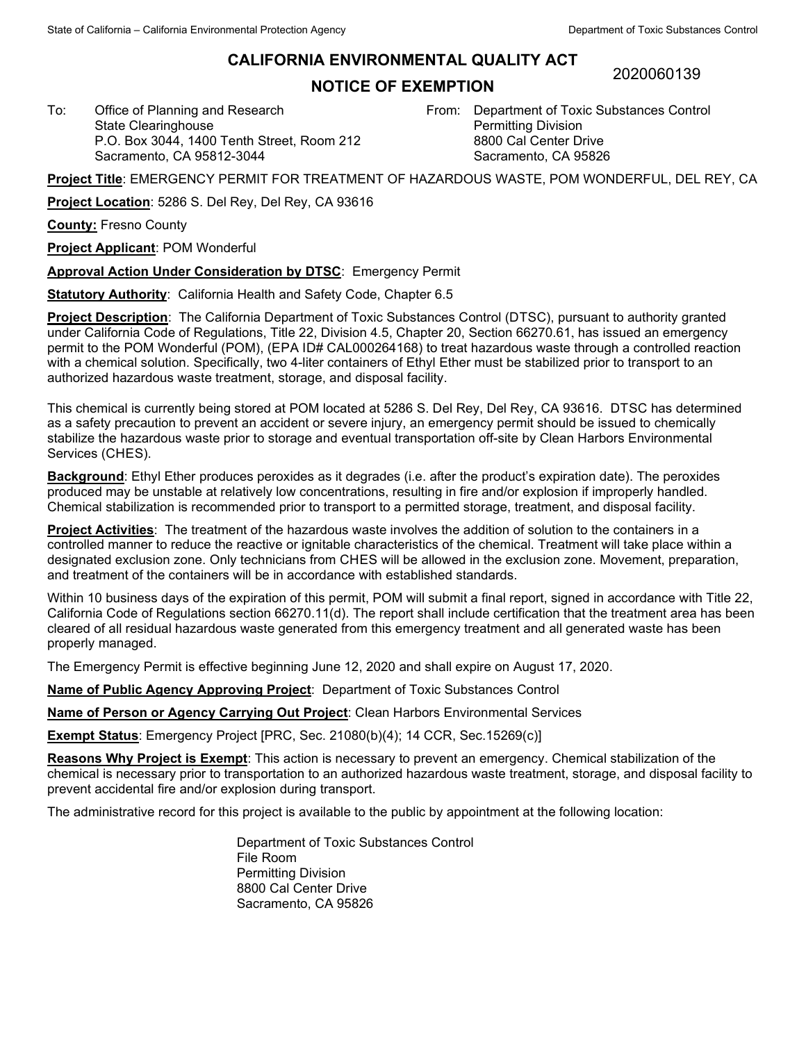# CALIFORNIA ENVIRONMENTAL QUALITY ACT

## NOTICE OF EXEMPTION

2020060139

To: Office of Planning and Research
State Clearinghouse
P.O. Box 3044, 1400 Tenth Street, Room 212
Sacramento, CA 95812-3044

From: Department of Toxic Substances Control
Permitting Division
8800 Cal Center Drive
Sacramento, CA 95826

**Project Title**: EMERGENCY PERMIT FOR TREATMENT OF HAZARDOUS WASTE, POM WONDERFUL, DEL REY, CA

**Project Location**: 5286 S. Del Rey, Del Rey, CA 93616

**County:** Fresno County

**Project Applicant**: POM Wonderful

**Approval Action Under Consideration by DTSC**: Emergency Permit

**Statutory Authority**: California Health and Safety Code, Chapter 6.5

**Project Description**: The California Department of Toxic Substances Control (DTSC), pursuant to authority granted under California Code of Regulations, Title 22, Division 4.5, Chapter 20, Section 66270.61, has issued an emergency permit to the POM Wonderful (POM), (EPA ID# CAL000264168) to treat hazardous waste through a controlled reaction with a chemical solution. Specifically, two 4-liter containers of Ethyl Ether must be stabilized prior to transport to an authorized hazardous waste treatment, storage, and disposal facility.

This chemical is currently being stored at POM located at 5286 S. Del Rey, Del Rey, CA 93616. DTSC has determined as a safety precaution to prevent an accident or severe injury, an emergency permit should be issued to chemically stabilize the hazardous waste prior to storage and eventual transportation off-site by Clean Harbors Environmental Services (CHES).

**Background**: Ethyl Ether produces peroxides as it degrades (i.e. after the product's expiration date). The peroxides produced may be unstable at relatively low concentrations, resulting in fire and/or explosion if improperly handled. Chemical stabilization is recommended prior to transport to a permitted storage, treatment, and disposal facility.

**Project Activities**: The treatment of the hazardous waste involves the addition of solution to the containers in a controlled manner to reduce the reactive or ignitable characteristics of the chemical. Treatment will take place within a designated exclusion zone. Only technicians from CHES will be allowed in the exclusion zone. Movement, preparation, and treatment of the containers will be in accordance with established standards.

Within 10 business days of the expiration of this permit, POM will submit a final report, signed in accordance with Title 22, California Code of Regulations section 66270.11(d). The report shall include certification that the treatment area has been cleared of all residual hazardous waste generated from this emergency treatment and all generated waste has been properly managed.

The Emergency Permit is effective beginning June 12, 2020 and shall expire on August 17, 2020.

**Name of Public Agency Approving Project**: Department of Toxic Substances Control

**Name of Person or Agency Carrying Out Project**: Clean Harbors Environmental Services

**Exempt Status**: Emergency Project [PRC, Sec. 21080(b)(4); 14 CCR, Sec.15269(c)]

**Reasons Why Project is Exempt**: This action is necessary to prevent an emergency. Chemical stabilization of the chemical is necessary prior to transportation to an authorized hazardous waste treatment, storage, and disposal facility to prevent accidental fire and/or explosion during transport.

The administrative record for this project is available to the public by appointment at the following location:

Department of Toxic Substances Control
File Room
Permitting Division
8800 Cal Center Drive
Sacramento, CA 95826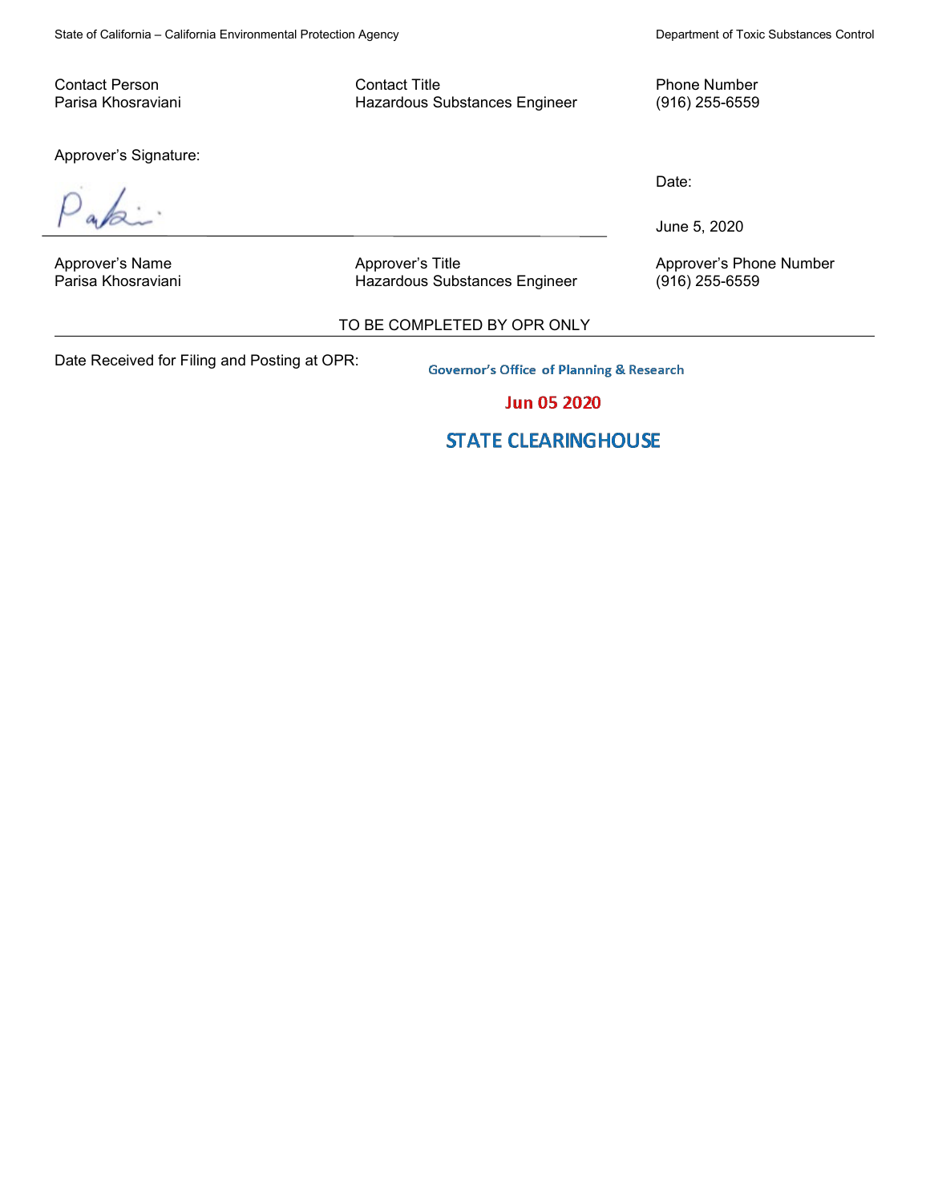| Contact Person | Contact Title | Phone Number |
|---|---|---|
| Parisa Khosraviani | Hazardous Substances Engineer | (916) 255-6559 |

Approver's Signature:

Date:

June 5, 2020

| Approver's Name | Approver's Title | Approver's Phone Number |
|---|---|---|
| Parisa Khosraviani | Hazardous Substances Engineer | (916) 255-6559 |

TO BE COMPLETED BY OPR ONLY

Date Received for Filing and Posting at OPR:

Governor's Office of Planning & Research

Jun 05 2020

STATE CLEARINGHOUSE